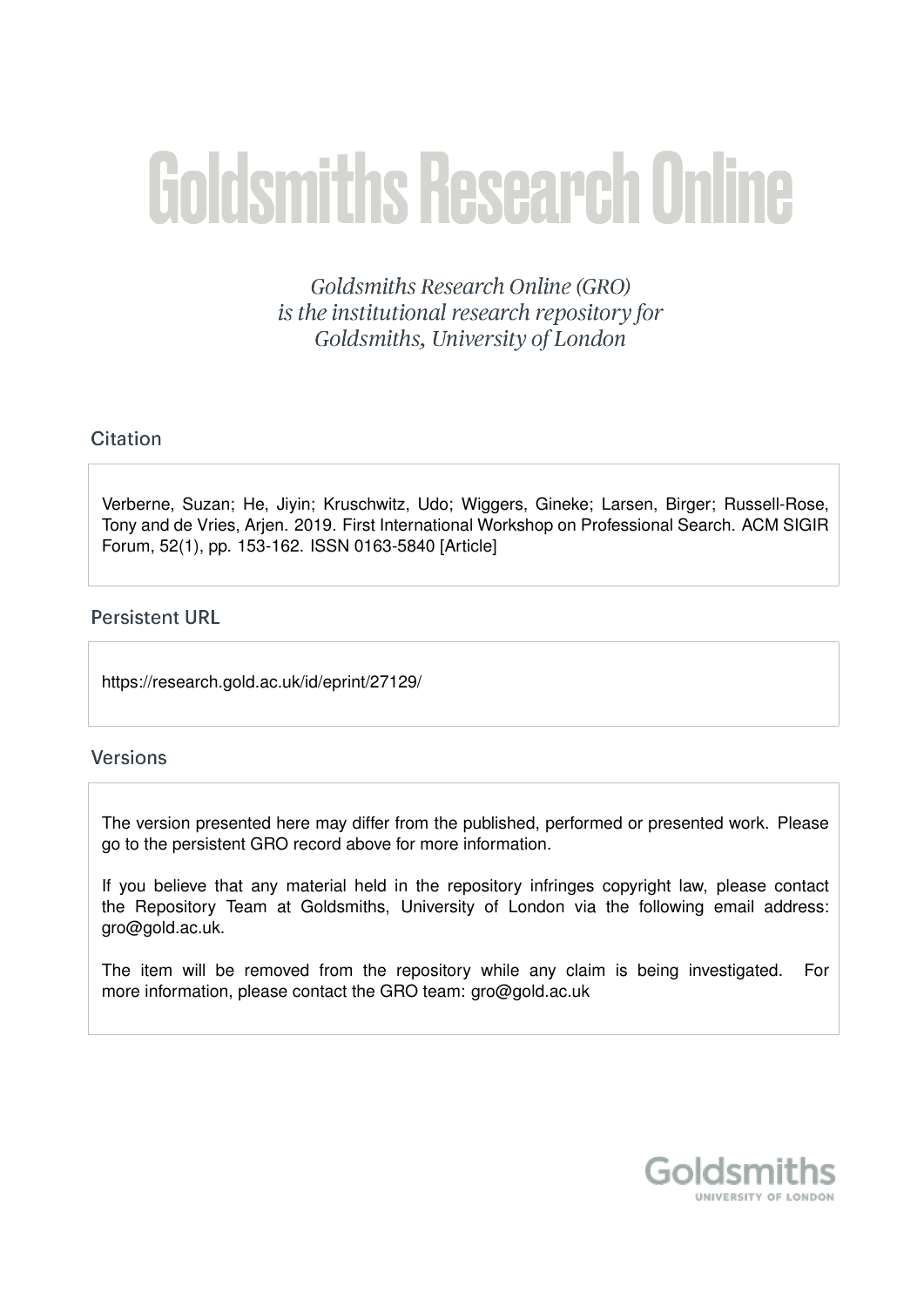# Goldsmiths Research Online

*Goldsmiths Research Online (GRO) is the institutional research repository for Goldsmiths, University of London*

## Citation

Verberne, Suzan; He, Jiyin; Kruschwitz, Udo; Wiggers, Gineke; Larsen, Birger; Russell-Rose, Tony and de Vries, Arjen. 2019. First International Workshop on Professional Search. ACM SIGIR Forum, 52(1), pp. 153-162. ISSN 0163-5840 [Article]

## Persistent URL

https://research.gold.ac.uk/id/eprint/27129/

## Versions

The version presented here may differ from the published, performed or presented work. Please go to the persistent GRO record above for more information.

If you believe that any material held in the repository infringes copyright law, please contact the Repository Team at Goldsmiths, University of London via the following email address: gro@gold.ac.uk.

The item will be removed from the repository while any claim is being investigated. For more information, please contact the GRO team: gro@gold.ac.uk

Goldsmiths
UNIVERSITY OF LONDON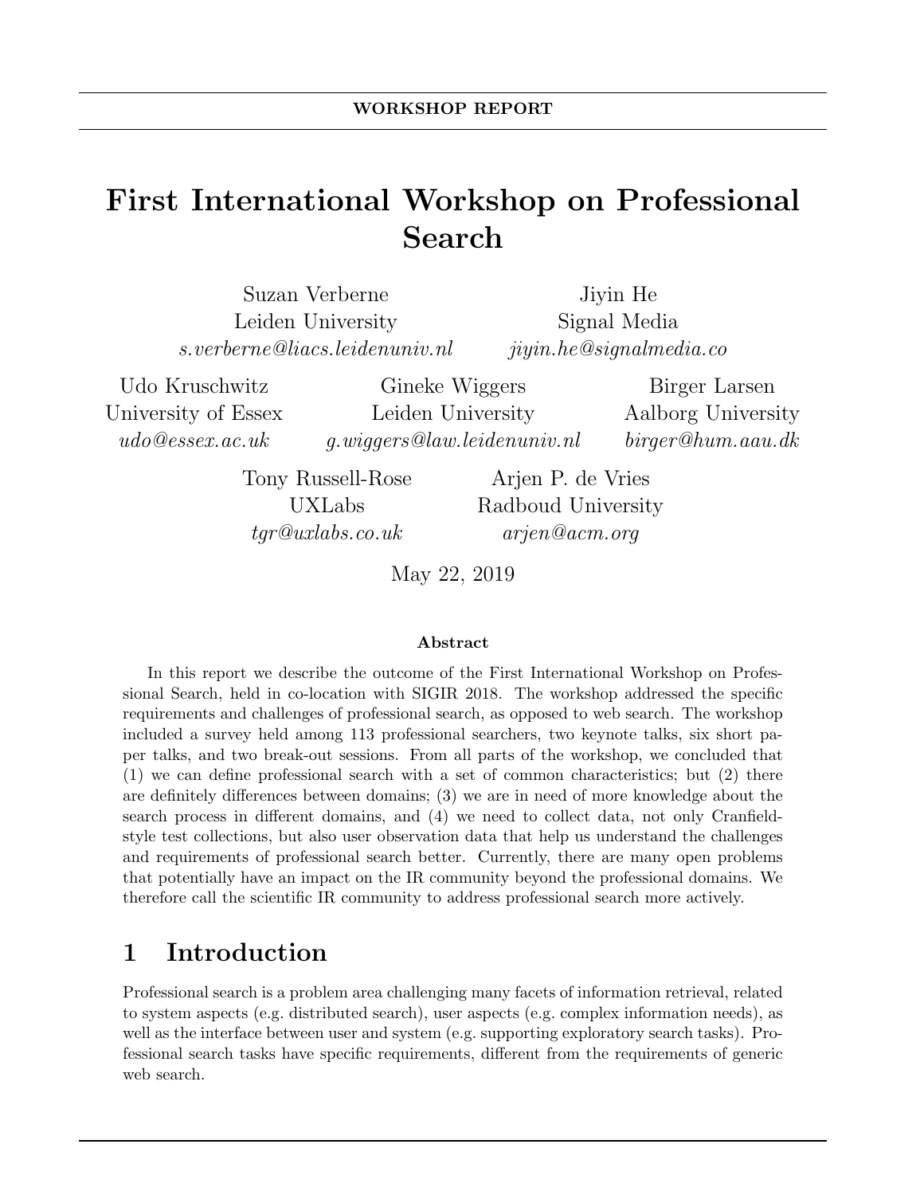WORKSHOP REPORT

# First International Workshop on Professional Search

Suzan Verberne
Leiden University
*s.verberne@liacs.leidenuniv.nl*

Jiyin He
Signal Media
*jiyin.he@signalmedia.co*

Udo Kruschwitz
University of Essex
*udo@essex.ac.uk*

Gineke Wiggers
Leiden University
*g.wiggers@law.leidenuniv.nl*

Birger Larsen
Aalborg University
*birger@hum.aau.dk*

Tony Russell-Rose
UXLabs
*tgr@uxlabs.co.uk*

Arjen P. de Vries
Radboud University
*arjen@acm.org*

May 22, 2019

### Abstract

In this report we describe the outcome of the First International Workshop on Professional Search, held in co-location with SIGIR 2018. The workshop addressed the specific requirements and challenges of professional search, as opposed to web search. The workshop included a survey held among 113 professional searchers, two keynote talks, six short paper talks, and two break-out sessions. From all parts of the workshop, we concluded that (1) we can define professional search with a set of common characteristics; but (2) there are definitely differences between domains; (3) we are in need of more knowledge about the search process in different domains, and (4) we need to collect data, not only Cranfield-style test collections, but also user observation data that help us understand the challenges and requirements of professional search better. Currently, there are many open problems that potentially have an impact on the IR community beyond the professional domains. We therefore call the scientific IR community to address professional search more actively.

## 1 Introduction

Professional search is a problem area challenging many facets of information retrieval, related to system aspects (e.g. distributed search), user aspects (e.g. complex information needs), as well as the interface between user and system (e.g. supporting exploratory search tasks). Professional search tasks have specific requirements, different from the requirements of generic web search.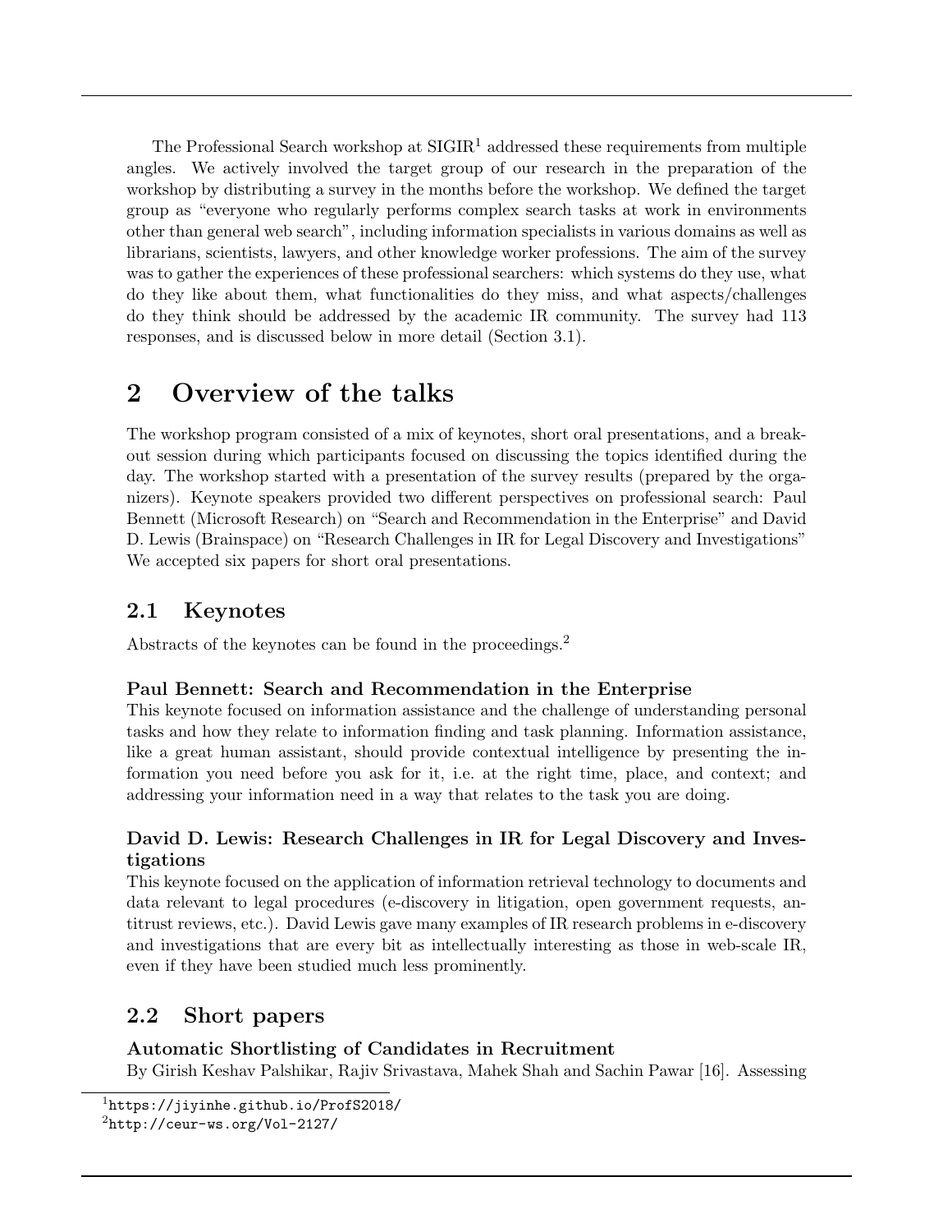The Professional Search workshop at SIGIR[1] addressed these requirements from multiple angles. We actively involved the target group of our research in the preparation of the workshop by distributing a survey in the months before the workshop. We defined the target group as "everyone who regularly performs complex search tasks at work in environments other than general web search", including information specialists in various domains as well as librarians, scientists, lawyers, and other knowledge worker professions. The aim of the survey was to gather the experiences of these professional searchers: which systems do they use, what do they like about them, what functionalities do they miss, and what aspects/challenges do they think should be addressed by the academic IR community. The survey had 113 responses, and is discussed below in more detail (Section 3.1).

# 2 Overview of the talks

The workshop program consisted of a mix of keynotes, short oral presentations, and a breakout session during which participants focused on discussing the topics identified during the day. The workshop started with a presentation of the survey results (prepared by the organizers). Keynote speakers provided two different perspectives on professional search: Paul Bennett (Microsoft Research) on "Search and Recommendation in the Enterprise" and David D. Lewis (Brainspace) on "Research Challenges in IR for Legal Discovery and Investigations" We accepted six papers for short oral presentations.

## 2.1 Keynotes

Abstracts of the keynotes can be found in the proceedings.[2]

### Paul Bennett: Search and Recommendation in the Enterprise

This keynote focused on information assistance and the challenge of understanding personal tasks and how they relate to information finding and task planning. Information assistance, like a great human assistant, should provide contextual intelligence by presenting the information you need before you ask for it, i.e. at the right time, place, and context; and addressing your information need in a way that relates to the task you are doing.

### David D. Lewis: Research Challenges in IR for Legal Discovery and Investigations

This keynote focused on the application of information retrieval technology to documents and data relevant to legal procedures (e-discovery in litigation, open government requests, antitrust reviews, etc.). David Lewis gave many examples of IR research problems in e-discovery and investigations that are every bit as intellectually interesting as those in web-scale IR, even if they have been studied much less prominently.

## 2.2 Short papers

### Automatic Shortlisting of Candidates in Recruitment

By Girish Keshav Palshikar, Rajiv Srivastava, Mahek Shah and Sachin Pawar [16]. Assessing

---

[1] https://jiyinhe.github.io/ProfS2018/

[2] http://ceur-ws.org/Vol-2127/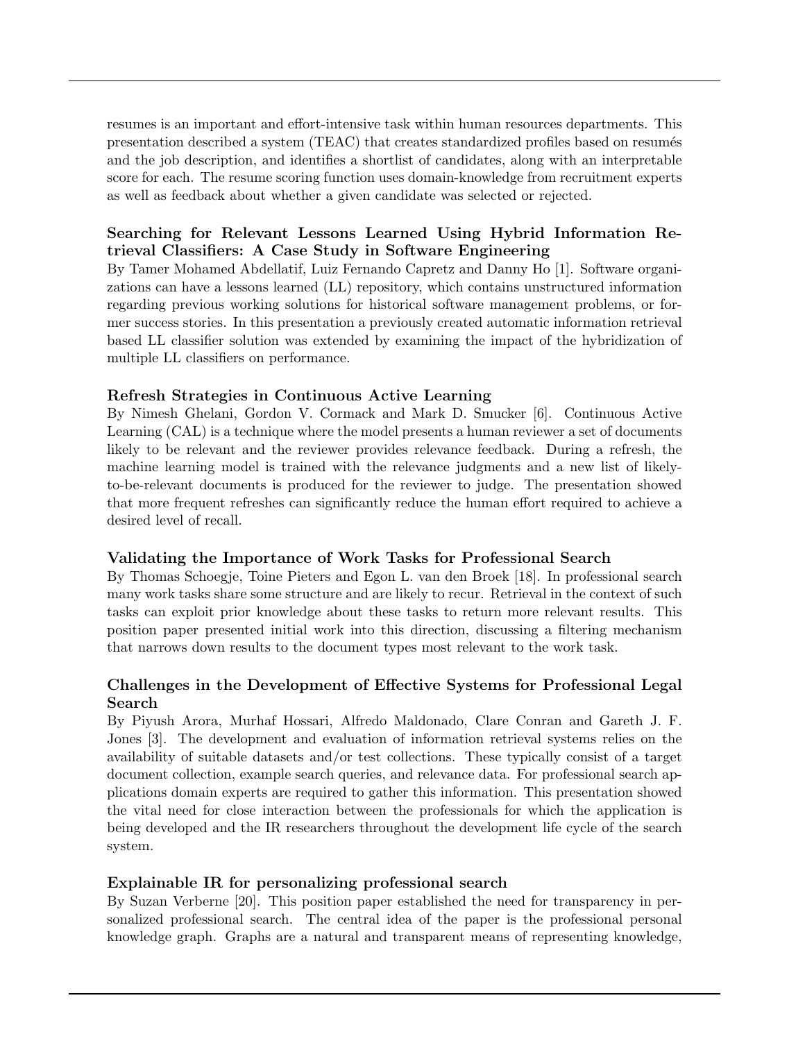resumes is an important and effort-intensive task within human resources departments. This presentation described a system (TEAC) that creates standardized profiles based on resumés and the job description, and identifies a shortlist of candidates, along with an interpretable score for each. The resume scoring function uses domain-knowledge from recruitment experts as well as feedback about whether a given candidate was selected or rejected.

### Searching for Relevant Lessons Learned Using Hybrid Information Retrieval Classifiers: A Case Study in Software Engineering

By Tamer Mohamed Abdellatif, Luiz Fernando Capretz and Danny Ho [1]. Software organizations can have a lessons learned (LL) repository, which contains unstructured information regarding previous working solutions for historical software management problems, or former success stories. In this presentation a previously created automatic information retrieval based LL classifier solution was extended by examining the impact of the hybridization of multiple LL classifiers on performance.

### Refresh Strategies in Continuous Active Learning

By Nimesh Ghelani, Gordon V. Cormack and Mark D. Smucker [6]. Continuous Active Learning (CAL) is a technique where the model presents a human reviewer a set of documents likely to be relevant and the reviewer provides relevance feedback. During a refresh, the machine learning model is trained with the relevance judgments and a new list of likely-to-be-relevant documents is produced for the reviewer to judge. The presentation showed that more frequent refreshes can significantly reduce the human effort required to achieve a desired level of recall.

### Validating the Importance of Work Tasks for Professional Search

By Thomas Schoegje, Toine Pieters and Egon L. van den Broek [18]. In professional search many work tasks share some structure and are likely to recur. Retrieval in the context of such tasks can exploit prior knowledge about these tasks to return more relevant results. This position paper presented initial work into this direction, discussing a filtering mechanism that narrows down results to the document types most relevant to the work task.

### Challenges in the Development of Effective Systems for Professional Legal Search

By Piyush Arora, Murhaf Hossari, Alfredo Maldonado, Clare Conran and Gareth J. F. Jones [3]. The development and evaluation of information retrieval systems relies on the availability of suitable datasets and/or test collections. These typically consist of a target document collection, example search queries, and relevance data. For professional search applications domain experts are required to gather this information. This presentation showed the vital need for close interaction between the professionals for which the application is being developed and the IR researchers throughout the development life cycle of the search system.

### Explainable IR for personalizing professional search

By Suzan Verberne [20]. This position paper established the need for transparency in personalized professional search. The central idea of the paper is the professional personal knowledge graph. Graphs are a natural and transparent means of representing knowledge,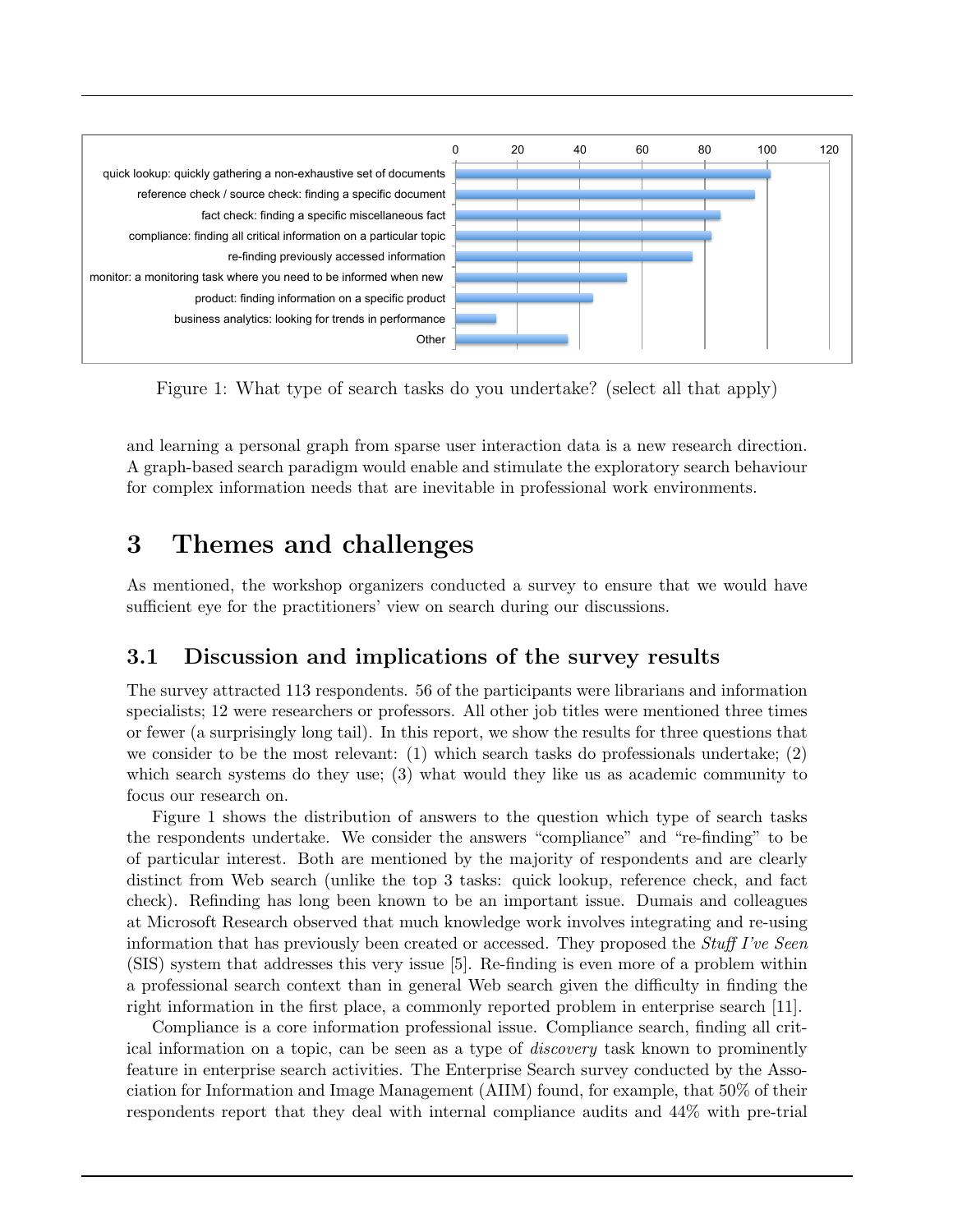Figure 1: What type of search tasks do you undertake? (select all that apply)

and learning a personal graph from sparse user interaction data is a new research direction. A graph-based search paradigm would enable and stimulate the exploratory search behaviour for complex information needs that are inevitable in professional work environments.

# 3 Themes and challenges

As mentioned, the workshop organizers conducted a survey to ensure that we would have sufficient eye for the practitioners' view on search during our discussions.

## 3.1 Discussion and implications of the survey results

The survey attracted 113 respondents. 56 of the participants were librarians and information specialists; 12 were researchers or professors. All other job titles were mentioned three times or fewer (a surprisingly long tail). In this report, we show the results for three questions that we consider to be the most relevant: (1) which search tasks do professionals undertake; (2) which search systems do they use; (3) what would they like us as academic community to focus our research on.

Figure 1 shows the distribution of answers to the question which type of search tasks the respondents undertake. We consider the answers "compliance" and "re-finding" to be of particular interest. Both are mentioned by the majority of respondents and are clearly distinct from Web search (unlike the top 3 tasks: quick lookup, reference check, and fact check). Refinding has long been known to be an important issue. Dumais and colleagues at Microsoft Research observed that much knowledge work involves integrating and re-using information that has previously been created or accessed. They proposed the *Stuff I've Seen* (SIS) system that addresses this very issue [5]. Re-finding is even more of a problem within a professional search context than in general Web search given the difficulty in finding the right information in the first place, a commonly reported problem in enterprise search [11].

Compliance is a core information professional issue. Compliance search, finding all critical information on a topic, can be seen as a type of *discovery* task known to prominently feature in enterprise search activities. The Enterprise Search survey conducted by the Association for Information and Image Management (AIIM) found, for example, that 50% of their respondents report that they deal with internal compliance audits and 44% with pre-trial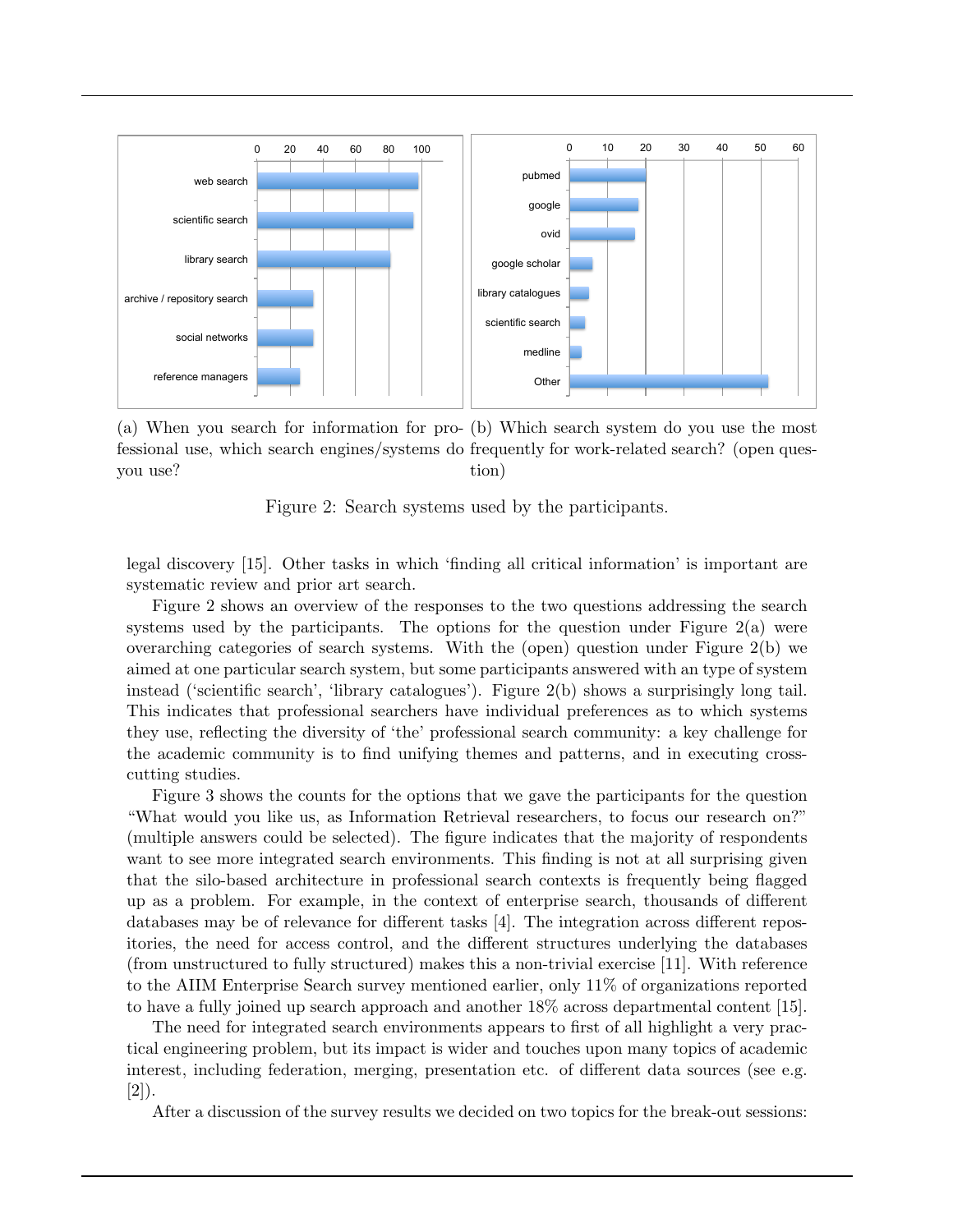(a) When you search for information for professional use, which search engines/systems do you use?

(b) Which search system do you use the most frequently for work-related search? (open question)

Figure 2: Search systems used by the participants.

legal discovery [15]. Other tasks in which 'finding all critical information' is important are systematic review and prior art search.

Figure 2 shows an overview of the responses to the two questions addressing the search systems used by the participants. The options for the question under Figure 2(a) were overarching categories of search systems. With the (open) question under Figure 2(b) we aimed at one particular search system, but some participants answered with an type of system instead ('scientific search', 'library catalogues'). Figure 2(b) shows a surprisingly long tail. This indicates that professional searchers have individual preferences as to which systems they use, reflecting the diversity of 'the' professional search community: a key challenge for the academic community is to find unifying themes and patterns, and in executing crosscutting studies.

Figure 3 shows the counts for the options that we gave the participants for the question "What would you like us, as Information Retrieval researchers, to focus our research on?" (multiple answers could be selected). The figure indicates that the majority of respondents want to see more integrated search environments. This finding is not at all surprising given that the silo-based architecture in professional search contexts is frequently being flagged up as a problem. For example, in the context of enterprise search, thousands of different databases may be of relevance for different tasks [4]. The integration across different repositories, the need for access control, and the different structures underlying the databases (from unstructured to fully structured) makes this a non-trivial exercise [11]. With reference to the AIIM Enterprise Search survey mentioned earlier, only 11% of organizations reported to have a fully joined up search approach and another 18% across departmental content [15].

The need for integrated search environments appears to first of all highlight a very practical engineering problem, but its impact is wider and touches upon many topics of academic interest, including federation, merging, presentation etc. of different data sources (see e.g. [2]).

After a discussion of the survey results we decided on two topics for the break-out sessions: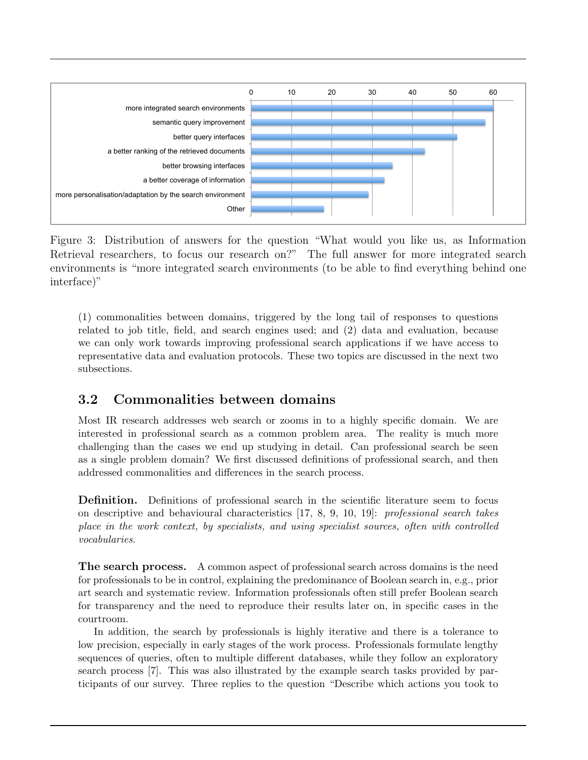Figure 3: Distribution of answers for the question "What would you like us, as Information Retrieval researchers, to focus our research on?" The full answer for more integrated search environments is "more integrated search environments (to be able to find everything behind one interface)"

(1) commonalities between domains, triggered by the long tail of responses to questions related to job title, field, and search engines used; and (2) data and evaluation, because we can only work towards improving professional search applications if we have access to representative data and evaluation protocols. These two topics are discussed in the next two subsections.

## 3.2 Commonalities between domains

Most IR research addresses web search or zooms in to a highly specific domain. We are interested in professional search as a common problem area. The reality is much more challenging than the cases we end up studying in detail. Can professional search be seen as a single problem domain? We first discussed definitions of professional search, and then addressed commonalities and differences in the search process.

**Definition.** Definitions of professional search in the scientific literature seem to focus on descriptive and behavioural characteristics [17, 8, 9, 10, 19]: *professional search takes place in the work context, by specialists, and using specialist sources, often with controlled vocabularies.*

**The search process.** A common aspect of professional search across domains is the need for professionals to be in control, explaining the predominance of Boolean search in, e.g., prior art search and systematic review. Information professionals often still prefer Boolean search for transparency and the need to reproduce their results later on, in specific cases in the courtroom.

In addition, the search by professionals is highly iterative and there is a tolerance to low precision, especially in early stages of the work process. Professionals formulate lengthy sequences of queries, often to multiple different databases, while they follow an exploratory search process [7]. This was also illustrated by the example search tasks provided by participants of our survey. Three replies to the question "Describe which actions you took to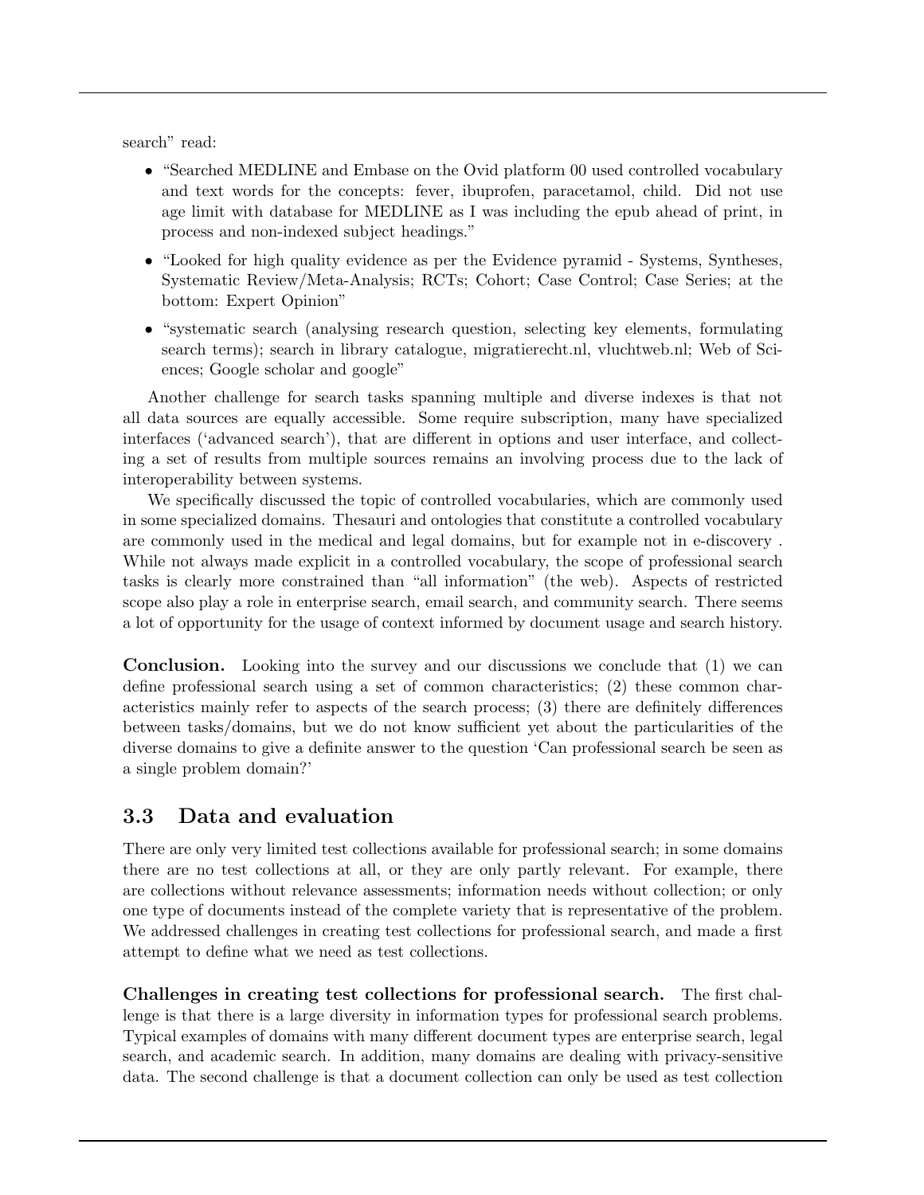search" read:

- "Searched MEDLINE and Embase on the Ovid platform 00 used controlled vocabulary and text words for the concepts: fever, ibuprofen, paracetamol, child. Did not use age limit with database for MEDLINE as I was including the epub ahead of print, in process and non-indexed subject headings."
- "Looked for high quality evidence as per the Evidence pyramid - Systems, Syntheses, Systematic Review/Meta-Analysis; RCTs; Cohort; Case Control; Case Series; at the bottom: Expert Opinion"
- "systematic search (analysing research question, selecting key elements, formulating search terms); search in library catalogue, migratierecht.nl, vluchtweb.nl; Web of Sciences; Google scholar and google"

Another challenge for search tasks spanning multiple and diverse indexes is that not all data sources are equally accessible. Some require subscription, many have specialized interfaces ('advanced search'), that are different in options and user interface, and collecting a set of results from multiple sources remains an involving process due to the lack of interoperability between systems.

We specifically discussed the topic of controlled vocabularies, which are commonly used in some specialized domains. Thesauri and ontologies that constitute a controlled vocabulary are commonly used in the medical and legal domains, but for example not in e-discovery . While not always made explicit in a controlled vocabulary, the scope of professional search tasks is clearly more constrained than "all information" (the web). Aspects of restricted scope also play a role in enterprise search, email search, and community search. There seems a lot of opportunity for the usage of context informed by document usage and search history.

**Conclusion.** Looking into the survey and our discussions we conclude that (1) we can define professional search using a set of common characteristics; (2) these common characteristics mainly refer to aspects of the search process; (3) there are definitely differences between tasks/domains, but we do not know sufficient yet about the particularities of the diverse domains to give a definite answer to the question 'Can professional search be seen as a single problem domain?'

## 3.3 Data and evaluation

There are only very limited test collections available for professional search; in some domains there are no test collections at all, or they are only partly relevant. For example, there are collections without relevance assessments; information needs without collection; or only one type of documents instead of the complete variety that is representative of the problem. We addressed challenges in creating test collections for professional search, and made a first attempt to define what we need as test collections.

**Challenges in creating test collections for professional search.** The first challenge is that there is a large diversity in information types for professional search problems. Typical examples of domains with many different document types are enterprise search, legal search, and academic search. In addition, many domains are dealing with privacy-sensitive data. The second challenge is that a document collection can only be used as test collection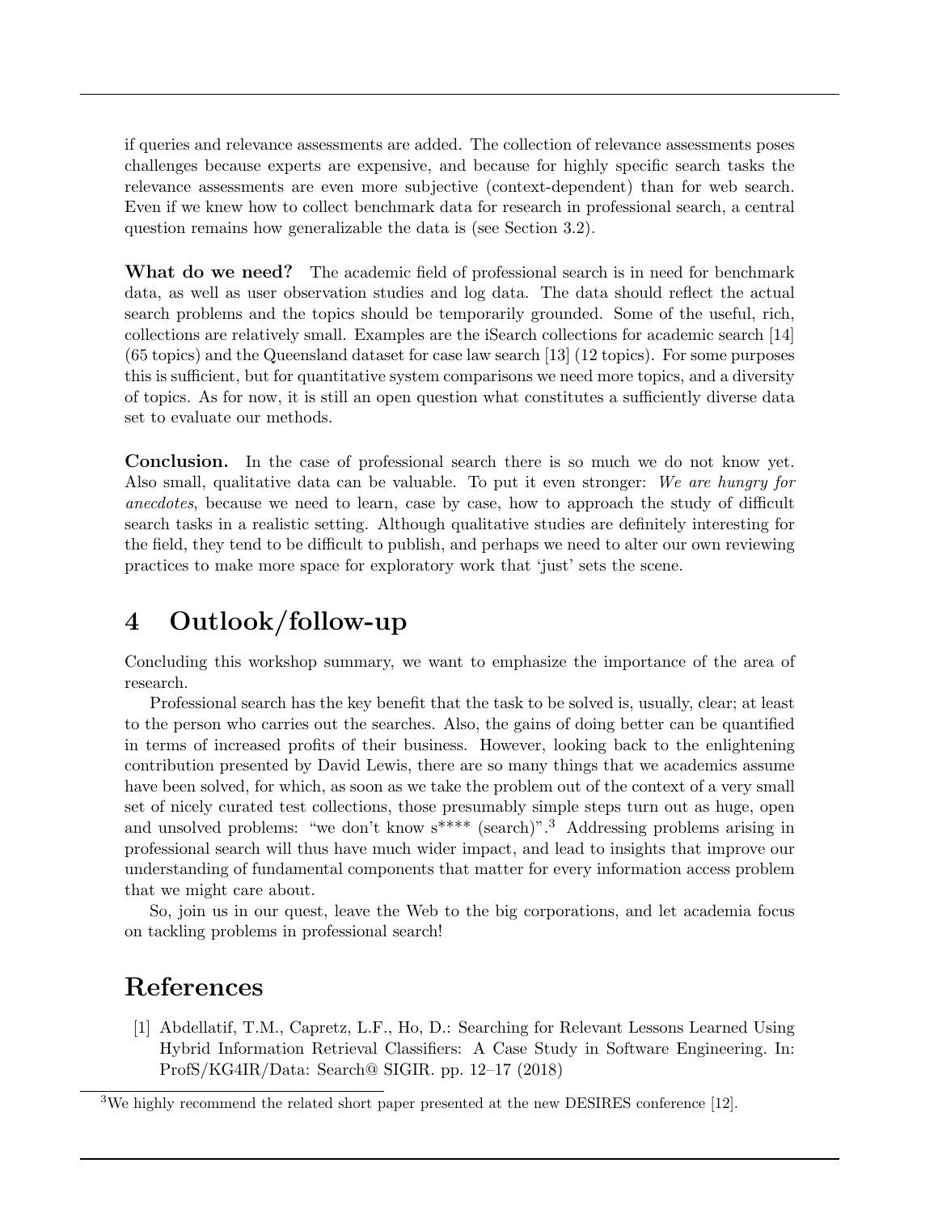if queries and relevance assessments are added. The collection of relevance assessments poses challenges because experts are expensive, and because for highly specific search tasks the relevance assessments are even more subjective (context-dependent) than for web search. Even if we knew how to collect benchmark data for research in professional search, a central question remains how generalizable the data is (see Section 3.2).

**What do we need?** The academic field of professional search is in need for benchmark data, as well as user observation studies and log data. The data should reflect the actual search problems and the topics should be temporarily grounded. Some of the useful, rich, collections are relatively small. Examples are the iSearch collections for academic search [14] (65 topics) and the Queensland dataset for case law search [13] (12 topics). For some purposes this is sufficient, but for quantitative system comparisons we need more topics, and a diversity of topics. As for now, it is still an open question what constitutes a sufficiently diverse data set to evaluate our methods.

**Conclusion.** In the case of professional search there is so much we do not know yet. Also small, qualitative data can be valuable. To put it even stronger: *We are hungry for anecdotes*, because we need to learn, case by case, how to approach the study of difficult search tasks in a realistic setting. Although qualitative studies are definitely interesting for the field, they tend to be difficult to publish, and perhaps we need to alter our own reviewing practices to make more space for exploratory work that 'just' sets the scene.

# 4 Outlook/follow-up

Concluding this workshop summary, we want to emphasize the importance of the area of research.

Professional search has the key benefit that the task to be solved is, usually, clear; at least to the person who carries out the searches. Also, the gains of doing better can be quantified in terms of increased profits of their business. However, looking back to the enlightening contribution presented by David Lewis, there are so many things that we academics assume have been solved, for which, as soon as we take the problem out of the context of a very small set of nicely curated test collections, those presumably simple steps turn out as huge, open and unsolved problems: "we don't know s**** (search)".[3] Addressing problems arising in professional search will thus have much wider impact, and lead to insights that improve our understanding of fundamental components that matter for every information access problem that we might care about.

So, join us in our quest, leave the Web to the big corporations, and let academia focus on tackling problems in professional search!

# References

[1] Abdellatif, T.M., Capretz, L.F., Ho, D.: Searching for Relevant Lessons Learned Using Hybrid Information Retrieval Classifiers: A Case Study in Software Engineering. In: ProfS/KG4IR/Data: Search@ SIGIR. pp. 12–17 (2018)

[3] We highly recommend the related short paper presented at the new DESIRES conference [12].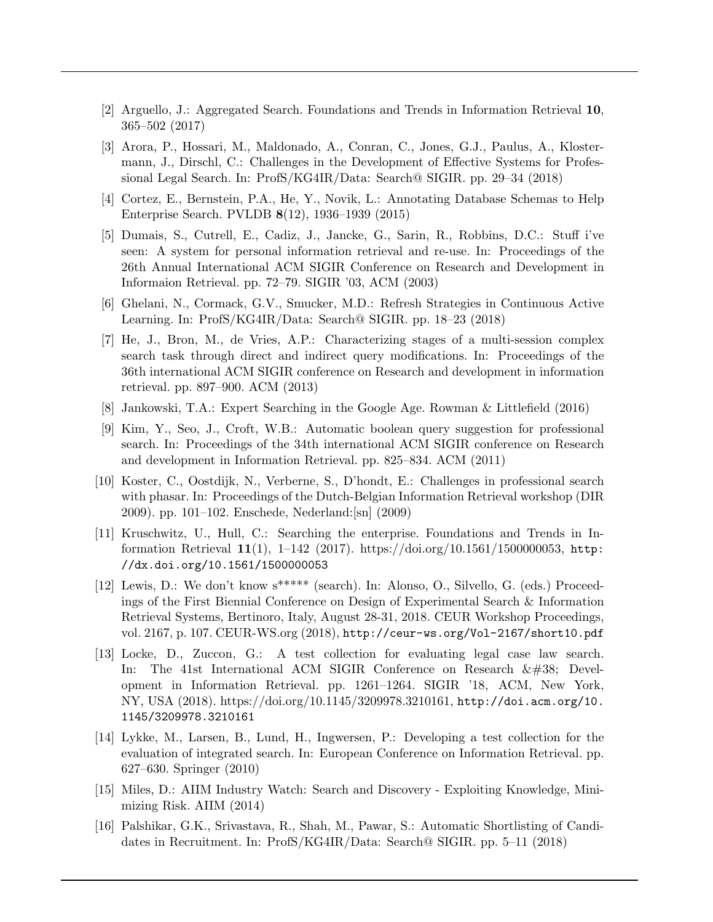[2] Arguello, J.: Aggregated Search. Foundations and Trends in Information Retrieval **10**, 365–502 (2017)

[3] Arora, P., Hossari, M., Maldonado, A., Conran, C., Jones, G.J., Paulus, A., Klostermann, J., Dirschl, C.: Challenges in the Development of Effective Systems for Professional Legal Search. In: ProfS/KG4IR/Data: Search@ SIGIR. pp. 29–34 (2018)

[4] Cortez, E., Bernstein, P.A., He, Y., Novik, L.: Annotating Database Schemas to Help Enterprise Search. PVLDB **8**(12), 1936–1939 (2015)

[5] Dumais, S., Cutrell, E., Cadiz, J., Jancke, G., Sarin, R., Robbins, D.C.: Stuff i've seen: A system for personal information retrieval and re-use. In: Proceedings of the 26th Annual International ACM SIGIR Conference on Research and Development in Informaion Retrieval. pp. 72–79. SIGIR '03, ACM (2003)

[6] Ghelani, N., Cormack, G.V., Smucker, M.D.: Refresh Strategies in Continuous Active Learning. In: ProfS/KG4IR/Data: Search@ SIGIR. pp. 18–23 (2018)

[7] He, J., Bron, M., de Vries, A.P.: Characterizing stages of a multi-session complex search task through direct and indirect query modifications. In: Proceedings of the 36th international ACM SIGIR conference on Research and development in information retrieval. pp. 897–900. ACM (2013)

[8] Jankowski, T.A.: Expert Searching in the Google Age. Rowman & Littlefield (2016)

[9] Kim, Y., Seo, J., Croft, W.B.: Automatic boolean query suggestion for professional search. In: Proceedings of the 34th international ACM SIGIR conference on Research and development in Information Retrieval. pp. 825–834. ACM (2011)

[10] Koster, C., Oostdijk, N., Verberne, S., D'hondt, E.: Challenges in professional search with phasar. In: Proceedings of the Dutch-Belgian Information Retrieval workshop (DIR 2009). pp. 101–102. Enschede, Nederland:[sn] (2009)

[11] Kruschwitz, U., Hull, C.: Searching the enterprise. Foundations and Trends in Information Retrieval **11**(1), 1–142 (2017). https://doi.org/10.1561/1500000053, `http://dx.doi.org/10.1561/1500000053`

[12] Lewis, D.: We don't know s***** (search). In: Alonso, O., Silvello, G. (eds.) Proceedings of the First Biennial Conference on Design of Experimental Search & Information Retrieval Systems, Bertinoro, Italy, August 28-31, 2018. CEUR Workshop Proceedings, vol. 2167, p. 107. CEUR-WS.org (2018), `http://ceur-ws.org/Vol-2167/short10.pdf`

[13] Locke, D., Zuccon, G.: A test collection for evaluating legal case law search. In: The 41st International ACM SIGIR Conference on Research &#38; Development in Information Retrieval. pp. 1261–1264. SIGIR '18, ACM, New York, NY, USA (2018). https://doi.org/10.1145/3209978.3210161, `http://doi.acm.org/10.1145/3209978.3210161`

[14] Lykke, M., Larsen, B., Lund, H., Ingwersen, P.: Developing a test collection for the evaluation of integrated search. In: European Conference on Information Retrieval. pp. 627–630. Springer (2010)

[15] Miles, D.: AIIM Industry Watch: Search and Discovery - Exploiting Knowledge, Minimizing Risk. AIIM (2014)

[16] Palshikar, G.K., Srivastava, R., Shah, M., Pawar, S.: Automatic Shortlisting of Candidates in Recruitment. In: ProfS/KG4IR/Data: Search@ SIGIR. pp. 5–11 (2018)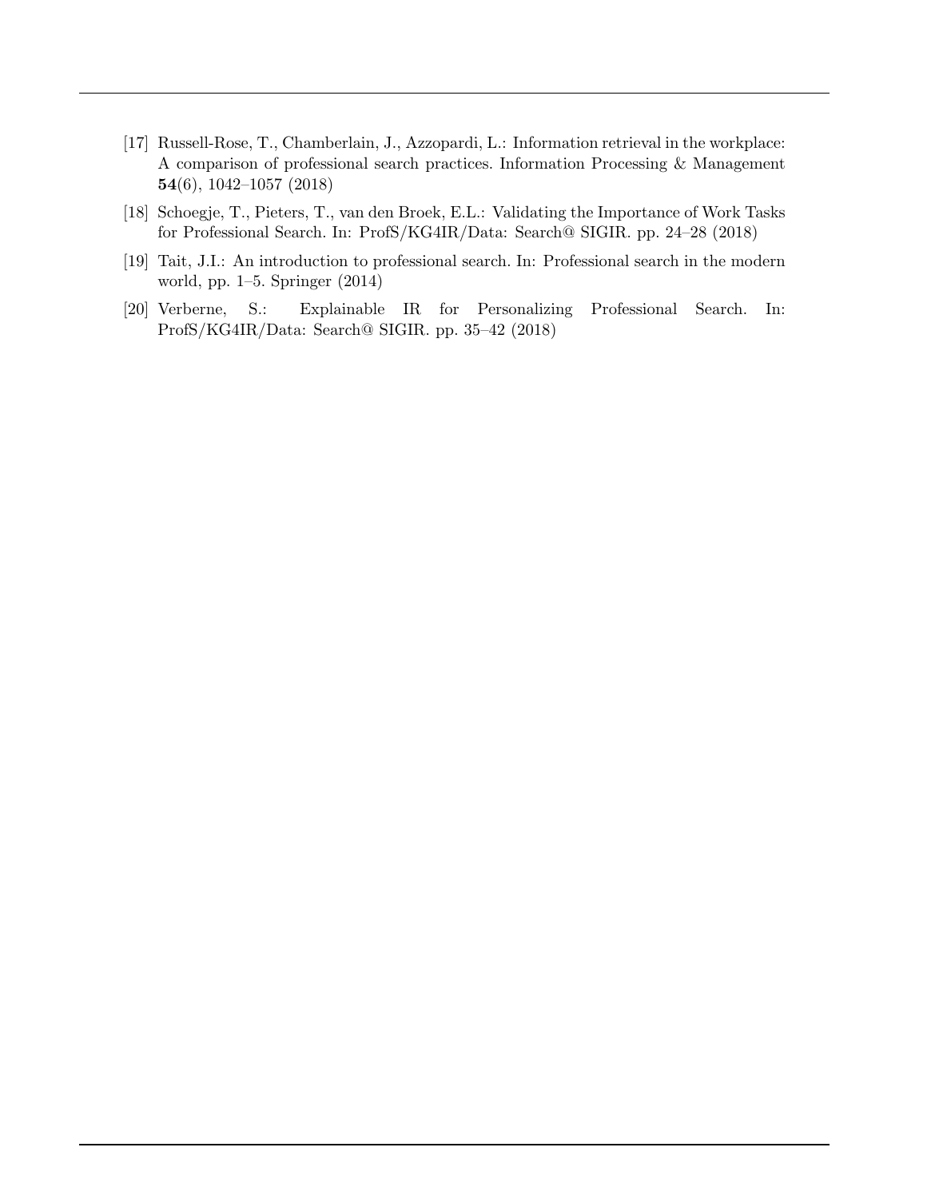[17] Russell-Rose, T., Chamberlain, J., Azzopardi, L.: Information retrieval in the workplace: A comparison of professional search practices. Information Processing & Management **54**(6), 1042–1057 (2018)

[18] Schoegje, T., Pieters, T., van den Broek, E.L.: Validating the Importance of Work Tasks for Professional Search. In: ProfS/KG4IR/Data: Search@ SIGIR. pp. 24–28 (2018)

[19] Tait, J.I.: An introduction to professional search. In: Professional search in the modern world, pp. 1–5. Springer (2014)

[20] Verberne, S.: Explainable IR for Personalizing Professional Search. In: ProfS/KG4IR/Data: Search@ SIGIR. pp. 35–42 (2018)